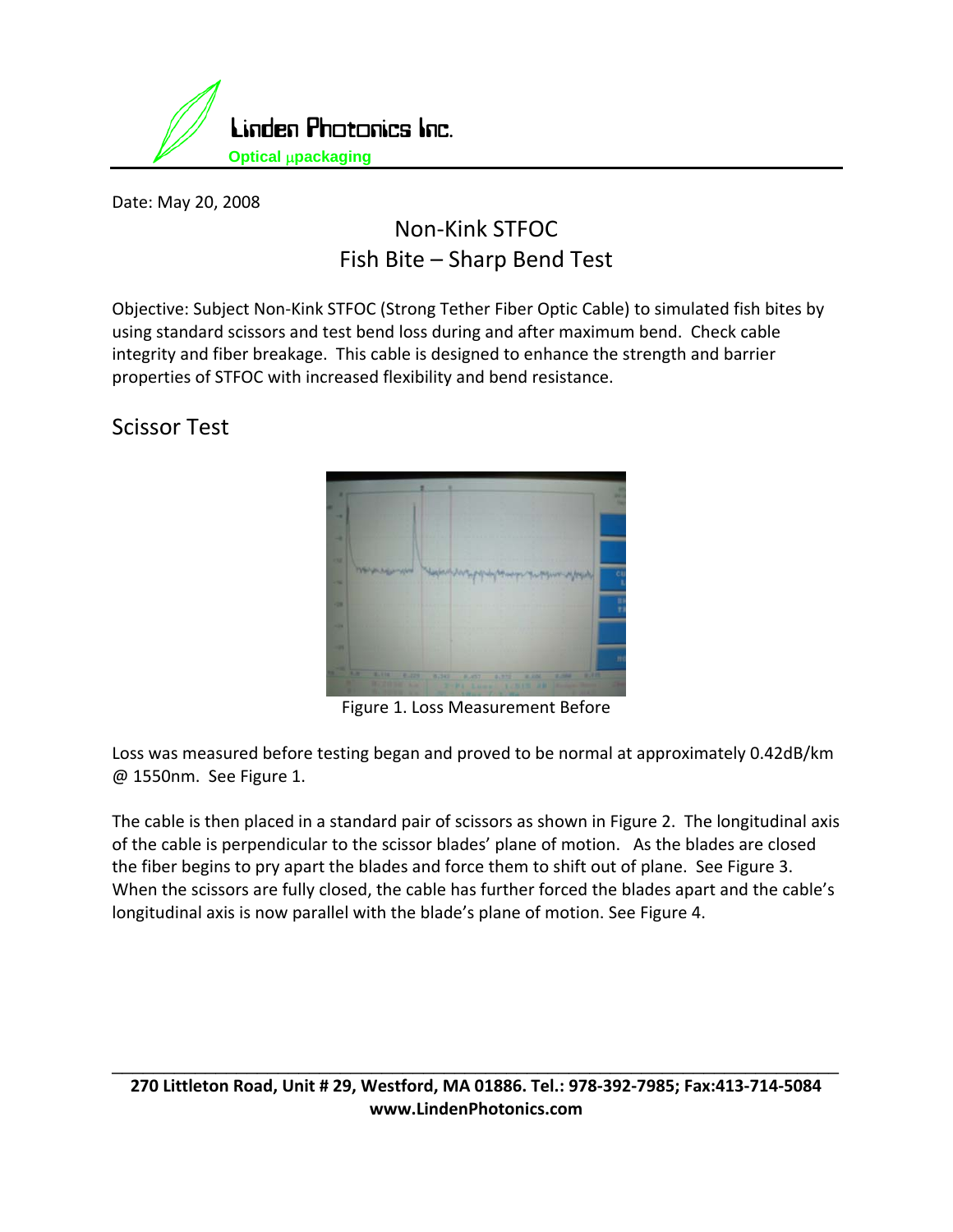Linden Photonics Inc.

Optical μpackaging

Date: May 20, 2008

# Non-Kink STFOC
# Fish Bite – Sharp Bend Test

Objective: Subject Non-Kink STFOC (Strong Tether Fiber Optic Cable) to simulated fish bites by using standard scissors and test bend loss during and after maximum bend. Check cable integrity and fiber breakage. This cable is designed to enhance the strength and barrier properties of STFOC with increased flexibility and bend resistance.

## Scissor Test

Figure 1. Loss Measurement Before

Loss was measured before testing began and proved to be normal at approximately 0.42dB/km @ 1550nm. See Figure 1.

The cable is then placed in a standard pair of scissors as shown in Figure 2. The longitudinal axis of the cable is perpendicular to the scissor blades' plane of motion. As the blades are closed the fiber begins to pry apart the blades and force them to shift out of plane. See Figure 3. When the scissors are fully closed, the cable has further forced the blades apart and the cable's longitudinal axis is now parallel with the blade's plane of motion. See Figure 4.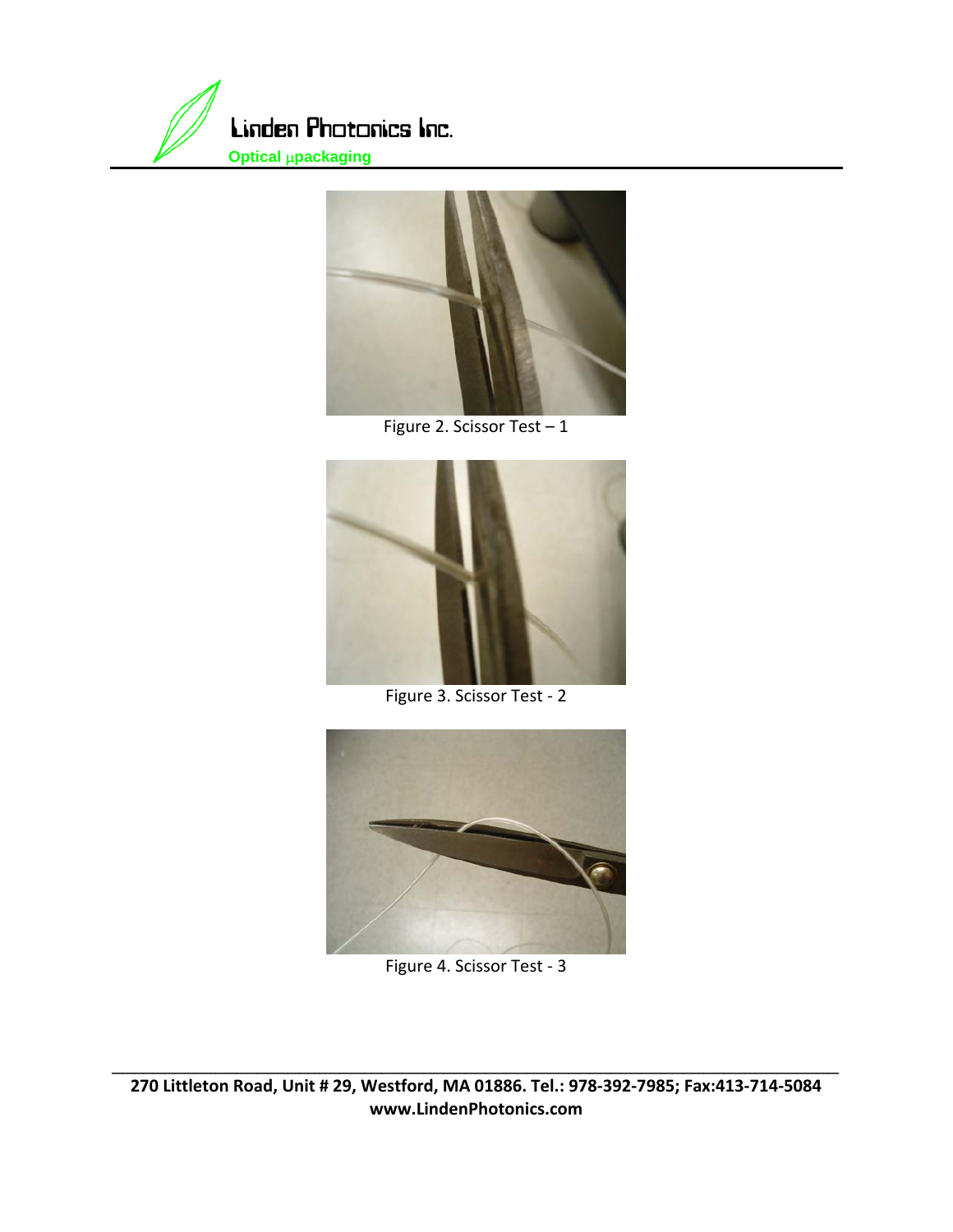Figure 2. Scissor Test – 1

Figure 3. Scissor Test - 2

Figure 4. Scissor Test - 3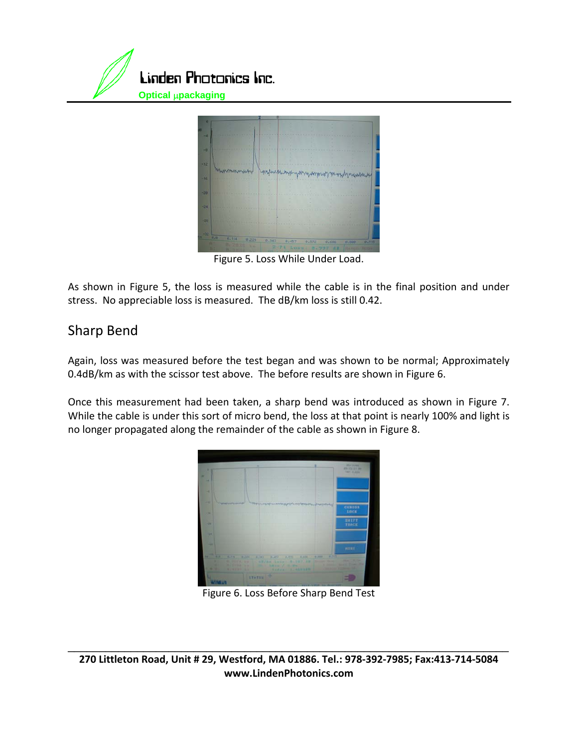Figure 5. Loss While Under Load.

As shown in Figure 5, the loss is measured while the cable is in the final position and under stress. No appreciable loss is measured. The dB/km loss is still 0.42.

## Sharp Bend

Again, loss was measured before the test began and was shown to be normal; Approximately 0.4dB/km as with the scissor test above. The before results are shown in Figure 6.

Once this measurement had been taken, a sharp bend was introduced as shown in Figure 7. While the cable is under this sort of micro bend, the loss at that point is nearly 100% and light is no longer propagated along the remainder of the cable as shown in Figure 8.

Figure 6. Loss Before Sharp Bend Test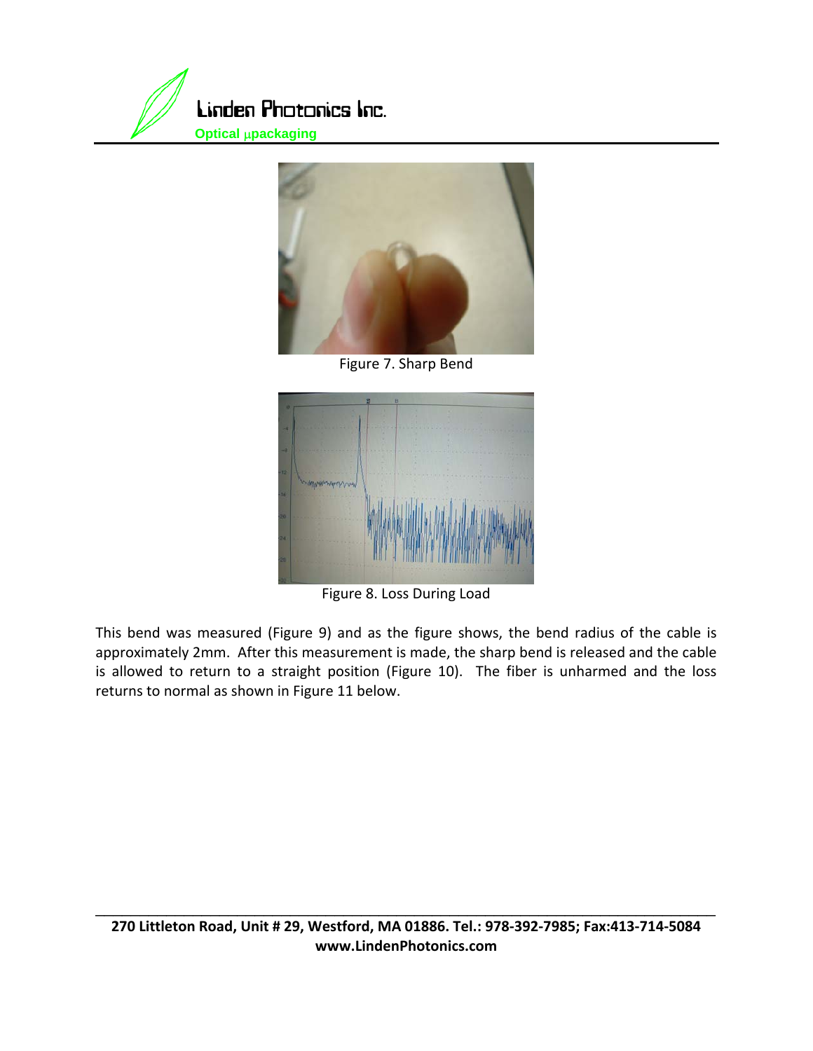Figure 7. Sharp Bend

Figure 8. Loss During Load

This bend was measured (Figure 9) and as the figure shows, the bend radius of the cable is approximately 2mm. After this measurement is made, the sharp bend is released and the cable is allowed to return to a straight position (Figure 10). The fiber is unharmed and the loss returns to normal as shown in Figure 11 below.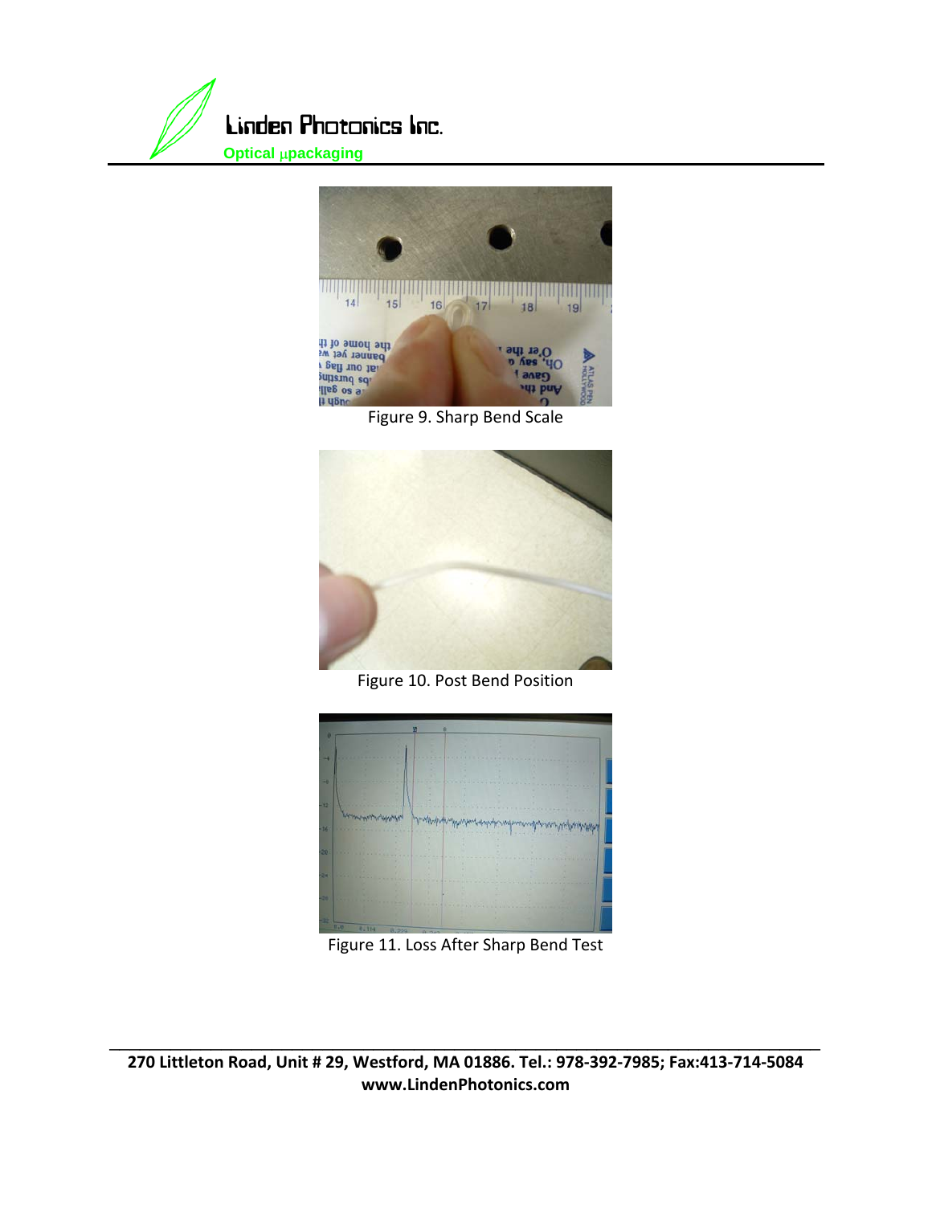Figure 9. Sharp Bend Scale

Figure 10. Post Bend Position

Figure 11. Loss After Sharp Bend Test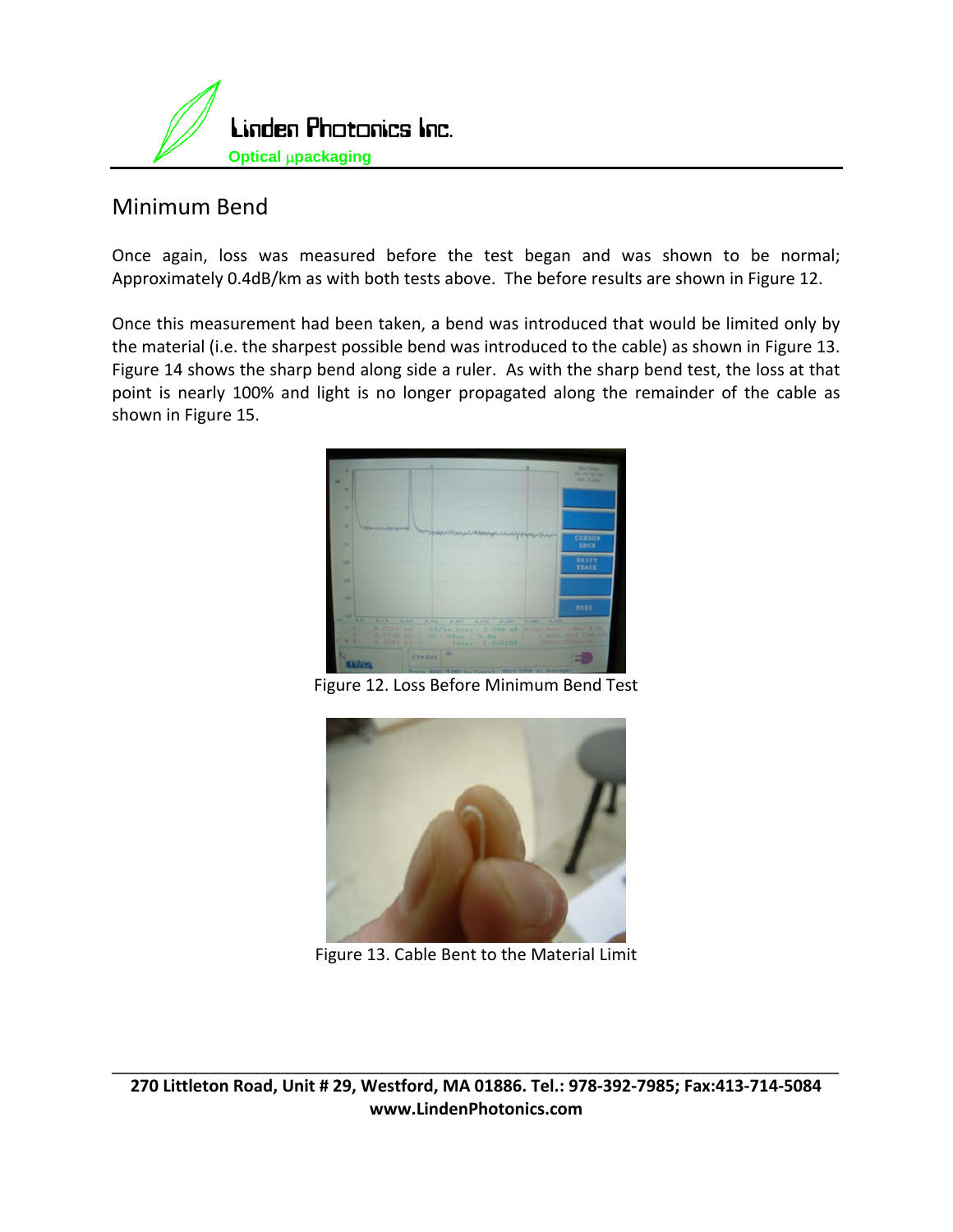## Minimum Bend

Once again, loss was measured before the test began and was shown to be normal; Approximately 0.4dB/km as with both tests above. The before results are shown in Figure 12.

Once this measurement had been taken, a bend was introduced that would be limited only by the material (i.e. the sharpest possible bend was introduced to the cable) as shown in Figure 13. Figure 14 shows the sharp bend along side a ruler. As with the sharp bend test, the loss at that point is nearly 100% and light is no longer propagated along the remainder of the cable as shown in Figure 15.

Figure 12. Loss Before Minimum Bend Test

Figure 13. Cable Bent to the Material Limit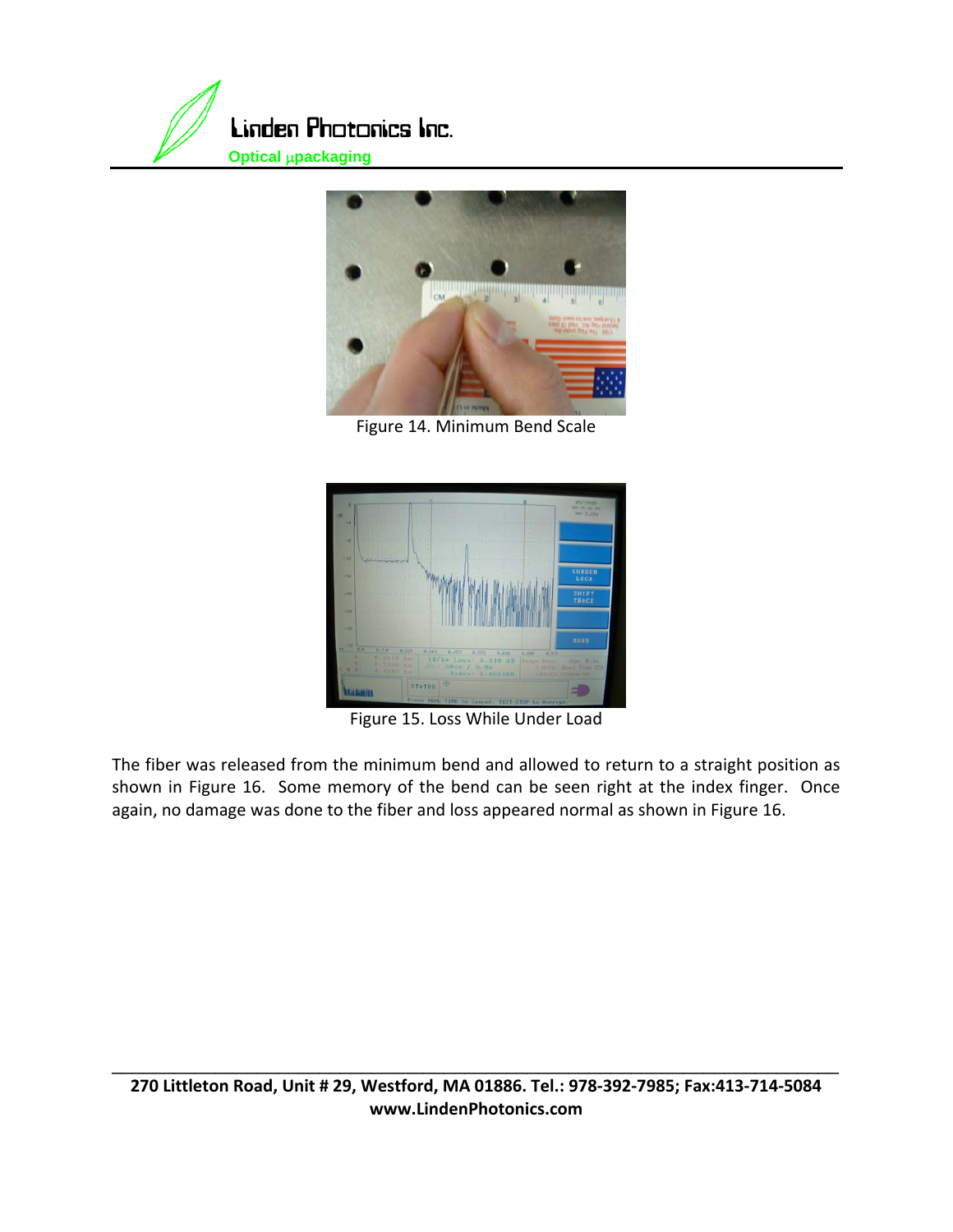Figure 14. Minimum Bend Scale

Figure 15. Loss While Under Load

The fiber was released from the minimum bend and allowed to return to a straight position as shown in Figure 16. Some memory of the bend can be seen right at the index finger. Once again, no damage was done to the fiber and loss appeared normal as shown in Figure 16.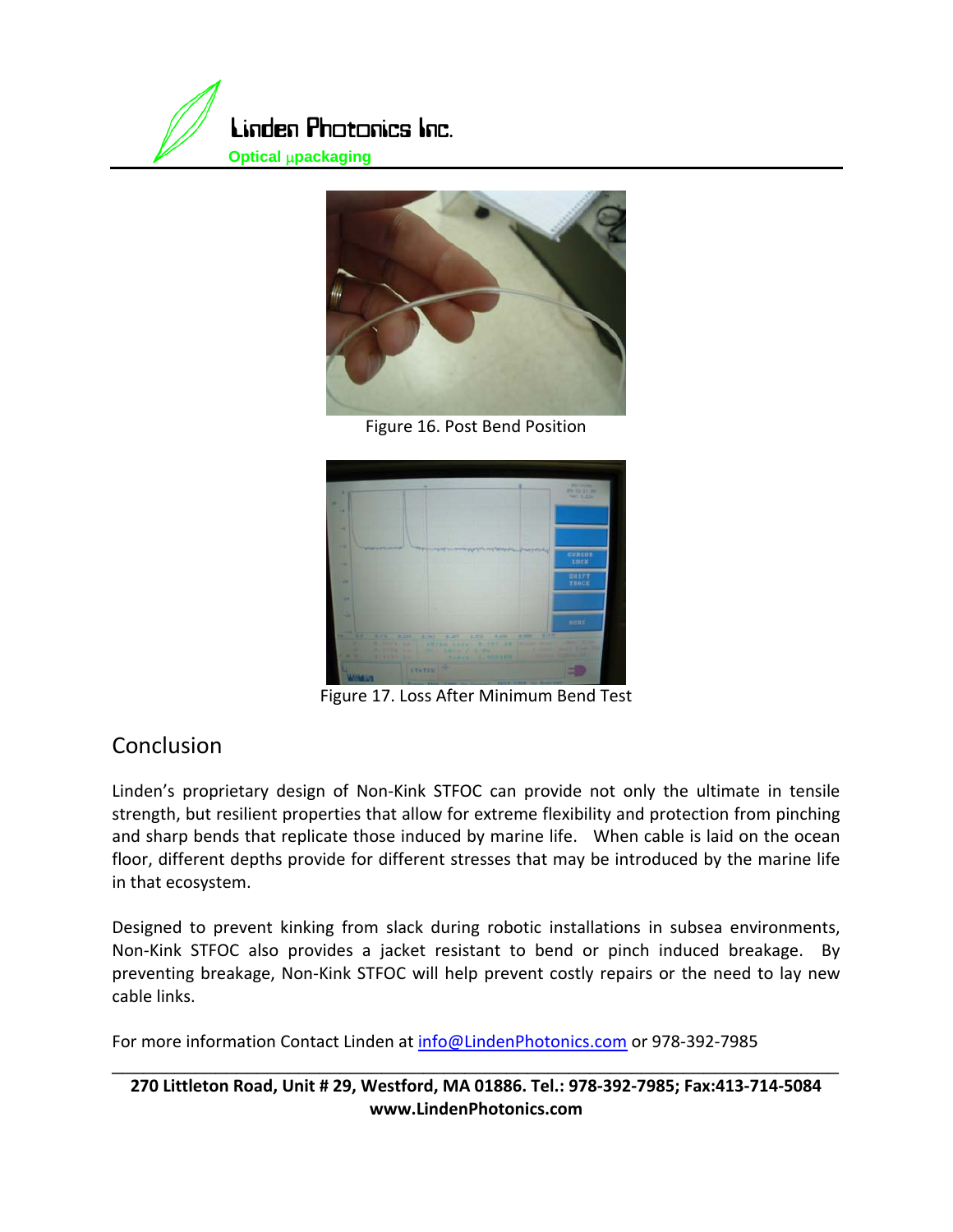Figure 16. Post Bend Position

Figure 17. Loss After Minimum Bend Test

## Conclusion

Linden's proprietary design of Non-Kink STFOC can provide not only the ultimate in tensile strength, but resilient properties that allow for extreme flexibility and protection from pinching and sharp bends that replicate those induced by marine life. When cable is laid on the ocean floor, different depths provide for different stresses that may be introduced by the marine life in that ecosystem.

Designed to prevent kinking from slack during robotic installations in subsea environments, Non-Kink STFOC also provides a jacket resistant to bend or pinch induced breakage. By preventing breakage, Non-Kink STFOC will help prevent costly repairs or the need to lay new cable links.

For more information Contact Linden at info@LindenPhotonics.com or 978-392-7985